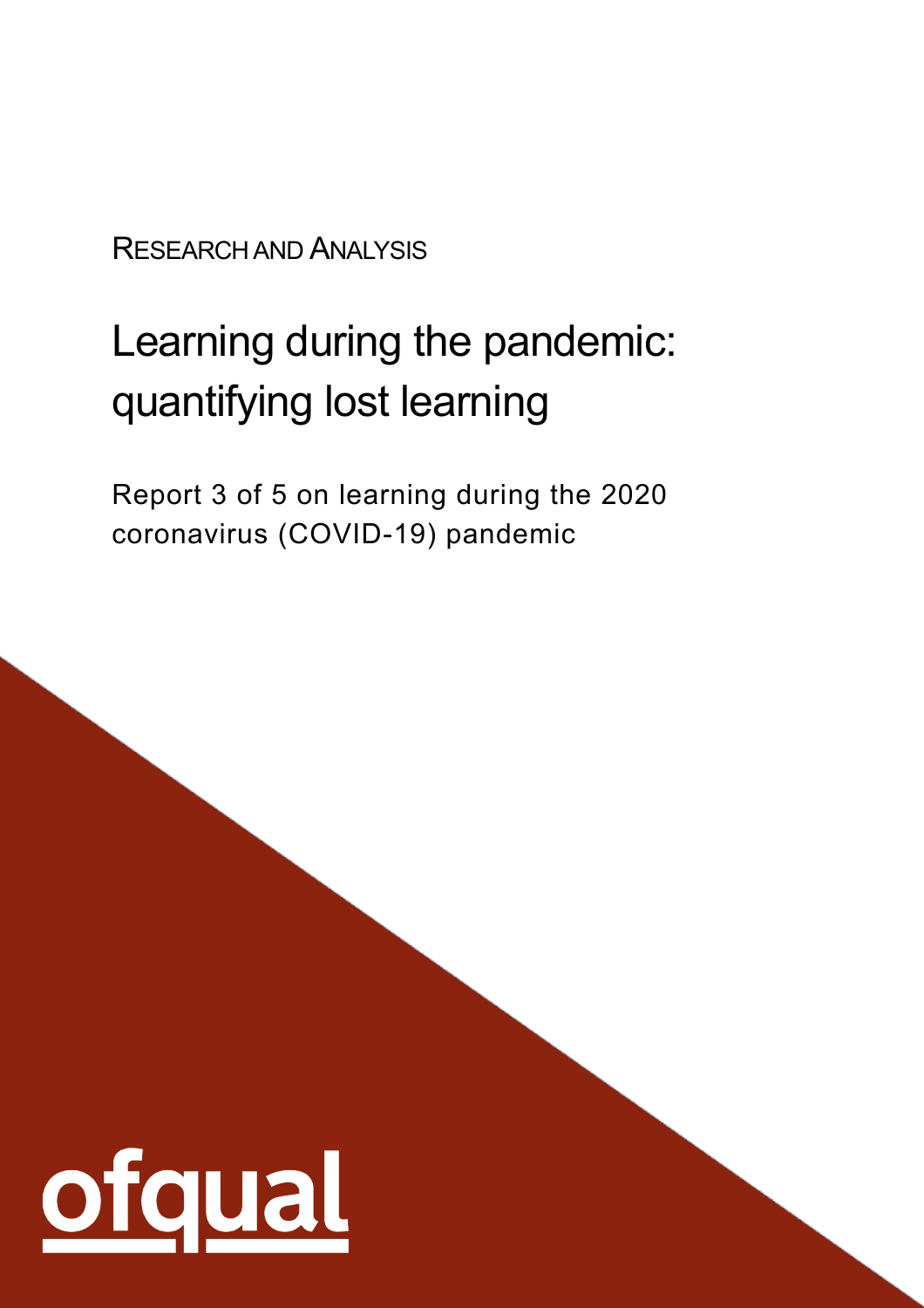RESEARCH AND ANALYSIS

# Learning during the pandemic: quantifying lost learning

Report 3 of 5 on learning during the 2020 coronavirus (COVID-19) pandemic

ofqual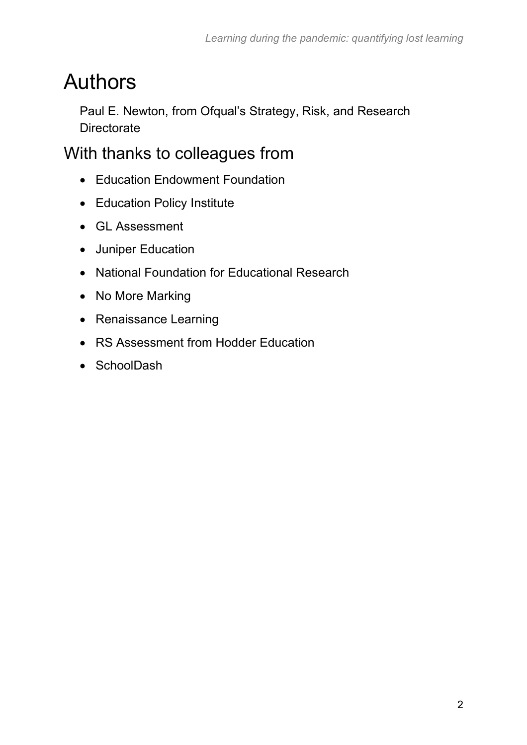# Authors

Paul E. Newton, from Ofqual's Strategy, Risk, and Research Directorate

## With thanks to colleagues from

- Education Endowment Foundation
- Education Policy Institute
- GL Assessment
- Juniper Education
- National Foundation for Educational Research
- No More Marking
- Renaissance Learning
- RS Assessment from Hodder Education
- SchoolDash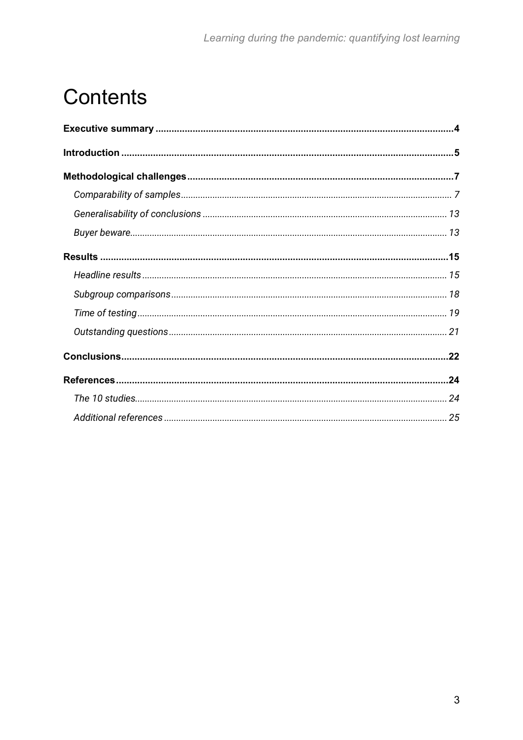# Contents

**Executive summary** .......... **4**

**Introduction** .......... **5**

**Methodological challenges** .......... **7**

*Comparability of samples* .......... *7*

*Generalisability of conclusions* .......... *13*

*Buyer beware* .......... *13*

**Results** .......... **15**

*Headline results* .......... *15*

*Subgroup comparisons* .......... *18*

*Time of testing* .......... *19*

*Outstanding questions* .......... *21*

**Conclusions** .......... **22**

**References** .......... **24**

*The 10 studies* .......... *24*

*Additional references* .......... *25*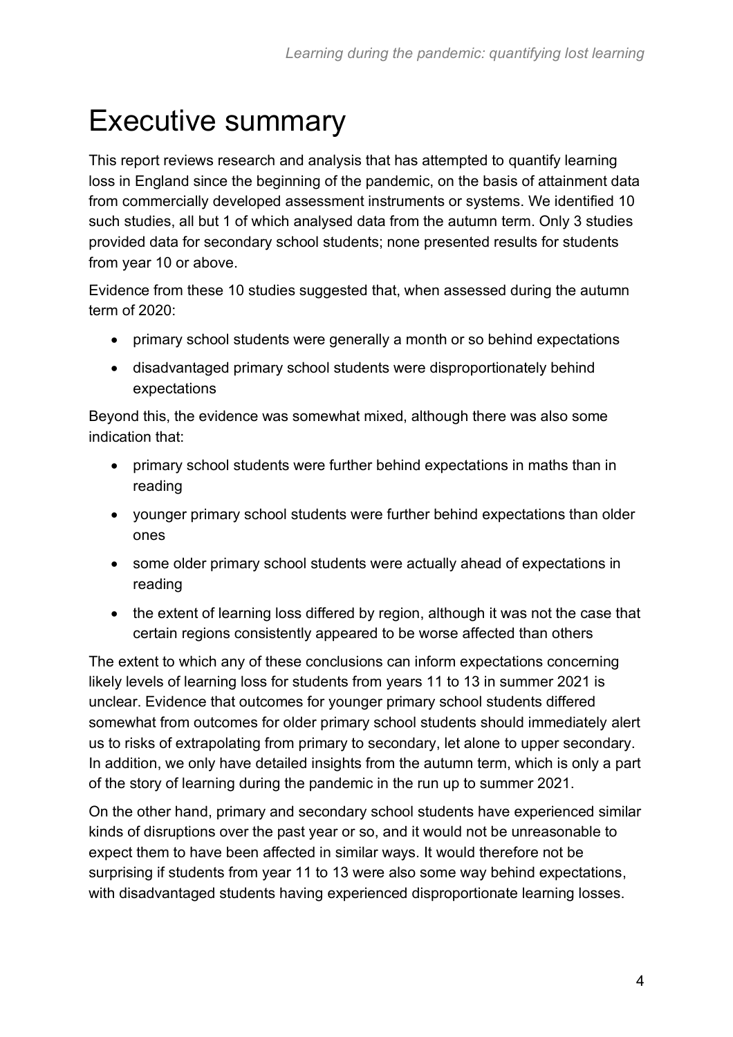# Executive summary

This report reviews research and analysis that has attempted to quantify learning loss in England since the beginning of the pandemic, on the basis of attainment data from commercially developed assessment instruments or systems. We identified 10 such studies, all but 1 of which analysed data from the autumn term. Only 3 studies provided data for secondary school students; none presented results for students from year 10 or above.

Evidence from these 10 studies suggested that, when assessed during the autumn term of 2020:

- primary school students were generally a month or so behind expectations
- disadvantaged primary school students were disproportionately behind expectations

Beyond this, the evidence was somewhat mixed, although there was also some indication that:

- primary school students were further behind expectations in maths than in reading
- younger primary school students were further behind expectations than older ones
- some older primary school students were actually ahead of expectations in reading
- the extent of learning loss differed by region, although it was not the case that certain regions consistently appeared to be worse affected than others

The extent to which any of these conclusions can inform expectations concerning likely levels of learning loss for students from years 11 to 13 in summer 2021 is unclear. Evidence that outcomes for younger primary school students differed somewhat from outcomes for older primary school students should immediately alert us to risks of extrapolating from primary to secondary, let alone to upper secondary. In addition, we only have detailed insights from the autumn term, which is only a part of the story of learning during the pandemic in the run up to summer 2021.

On the other hand, primary and secondary school students have experienced similar kinds of disruptions over the past year or so, and it would not be unreasonable to expect them to have been affected in similar ways. It would therefore not be surprising if students from year 11 to 13 were also some way behind expectations, with disadvantaged students having experienced disproportionate learning losses.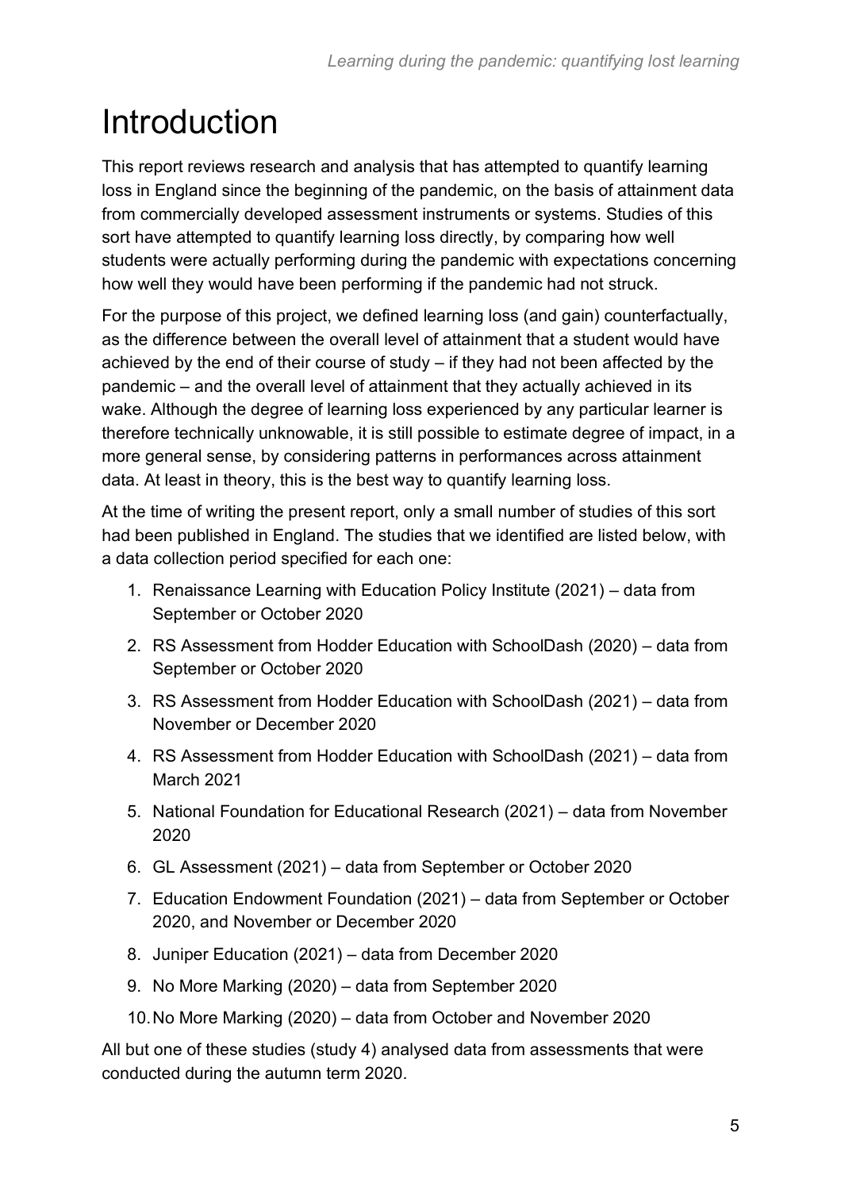# Introduction

This report reviews research and analysis that has attempted to quantify learning loss in England since the beginning of the pandemic, on the basis of attainment data from commercially developed assessment instruments or systems. Studies of this sort have attempted to quantify learning loss directly, by comparing how well students were actually performing during the pandemic with expectations concerning how well they would have been performing if the pandemic had not struck.

For the purpose of this project, we defined learning loss (and gain) counterfactually, as the difference between the overall level of attainment that a student would have achieved by the end of their course of study – if they had not been affected by the pandemic – and the overall level of attainment that they actually achieved in its wake. Although the degree of learning loss experienced by any particular learner is therefore technically unknowable, it is still possible to estimate degree of impact, in a more general sense, by considering patterns in performances across attainment data. At least in theory, this is the best way to quantify learning loss.

At the time of writing the present report, only a small number of studies of this sort had been published in England. The studies that we identified are listed below, with a data collection period specified for each one:

1. Renaissance Learning with Education Policy Institute (2021) – data from September or October 2020
2. RS Assessment from Hodder Education with SchoolDash (2020) – data from September or October 2020
3. RS Assessment from Hodder Education with SchoolDash (2021) – data from November or December 2020
4. RS Assessment from Hodder Education with SchoolDash (2021) – data from March 2021
5. National Foundation for Educational Research (2021) – data from November 2020
6. GL Assessment (2021) – data from September or October 2020
7. Education Endowment Foundation (2021) – data from September or October 2020, and November or December 2020
8. Juniper Education (2021) – data from December 2020
9. No More Marking (2020) – data from September 2020
10. No More Marking (2020) – data from October and November 2020

All but one of these studies (study 4) analysed data from assessments that were conducted during the autumn term 2020.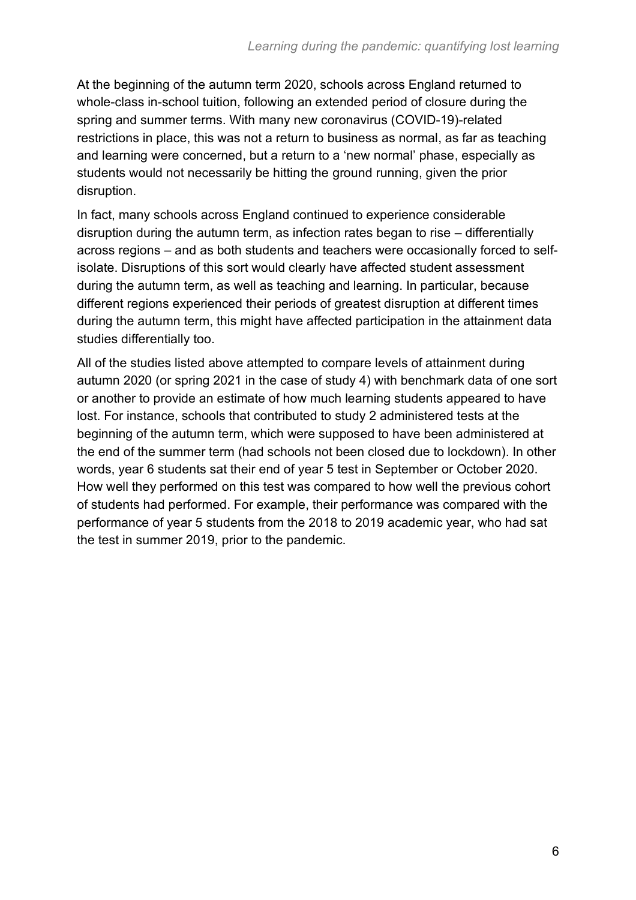At the beginning of the autumn term 2020, schools across England returned to whole-class in-school tuition, following an extended period of closure during the spring and summer terms. With many new coronavirus (COVID-19)-related restrictions in place, this was not a return to business as normal, as far as teaching and learning were concerned, but a return to a 'new normal' phase, especially as students would not necessarily be hitting the ground running, given the prior disruption.

In fact, many schools across England continued to experience considerable disruption during the autumn term, as infection rates began to rise – differentially across regions – and as both students and teachers were occasionally forced to self-isolate. Disruptions of this sort would clearly have affected student assessment during the autumn term, as well as teaching and learning. In particular, because different regions experienced their periods of greatest disruption at different times during the autumn term, this might have affected participation in the attainment data studies differentially too.

All of the studies listed above attempted to compare levels of attainment during autumn 2020 (or spring 2021 in the case of study 4) with benchmark data of one sort or another to provide an estimate of how much learning students appeared to have lost. For instance, schools that contributed to study 2 administered tests at the beginning of the autumn term, which were supposed to have been administered at the end of the summer term (had schools not been closed due to lockdown). In other words, year 6 students sat their end of year 5 test in September or October 2020. How well they performed on this test was compared to how well the previous cohort of students had performed. For example, their performance was compared with the performance of year 5 students from the 2018 to 2019 academic year, who had sat the test in summer 2019, prior to the pandemic.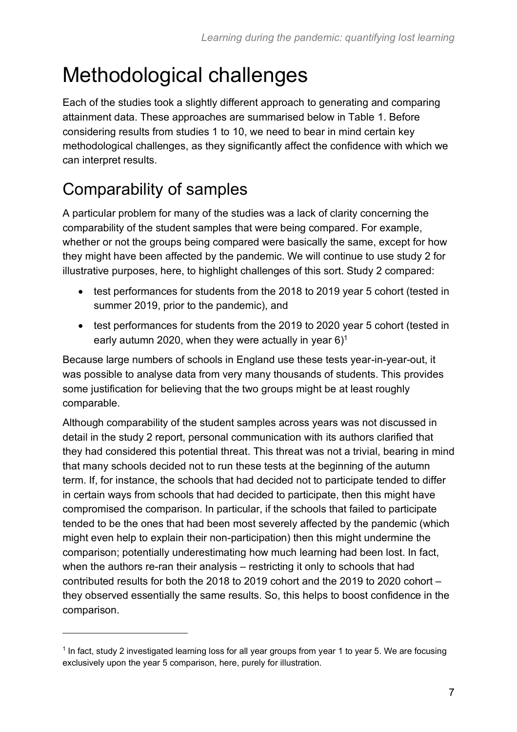# Methodological challenges

Each of the studies took a slightly different approach to generating and comparing attainment data. These approaches are summarised below in Table 1. Before considering results from studies 1 to 10, we need to bear in mind certain key methodological challenges, as they significantly affect the confidence with which we can interpret results.

## Comparability of samples

A particular problem for many of the studies was a lack of clarity concerning the comparability of the student samples that were being compared. For example, whether or not the groups being compared were basically the same, except for how they might have been affected by the pandemic. We will continue to use study 2 for illustrative purposes, here, to highlight challenges of this sort. Study 2 compared:

- test performances for students from the 2018 to 2019 year 5 cohort (tested in summer 2019, prior to the pandemic), and
- test performances for students from the 2019 to 2020 year 5 cohort (tested in early autumn 2020, when they were actually in year 6)[1]

Because large numbers of schools in England use these tests year-in-year-out, it was possible to analyse data from very many thousands of students. This provides some justification for believing that the two groups might be at least roughly comparable.

Although comparability of the student samples across years was not discussed in detail in the study 2 report, personal communication with its authors clarified that they had considered this potential threat. This threat was not a trivial, bearing in mind that many schools decided not to run these tests at the beginning of the autumn term. If, for instance, the schools that had decided not to participate tended to differ in certain ways from schools that had decided to participate, then this might have compromised the comparison. In particular, if the schools that failed to participate tended to be the ones that had been most severely affected by the pandemic (which might even help to explain their non-participation) then this might undermine the comparison; potentially underestimating how much learning had been lost. In fact, when the authors re-ran their analysis – restricting it only to schools that had contributed results for both the 2018 to 2019 cohort and the 2019 to 2020 cohort – they observed essentially the same results. So, this helps to boost confidence in the comparison.

[1] In fact, study 2 investigated learning loss for all year groups from year 1 to year 5. We are focusing exclusively upon the year 5 comparison, here, purely for illustration.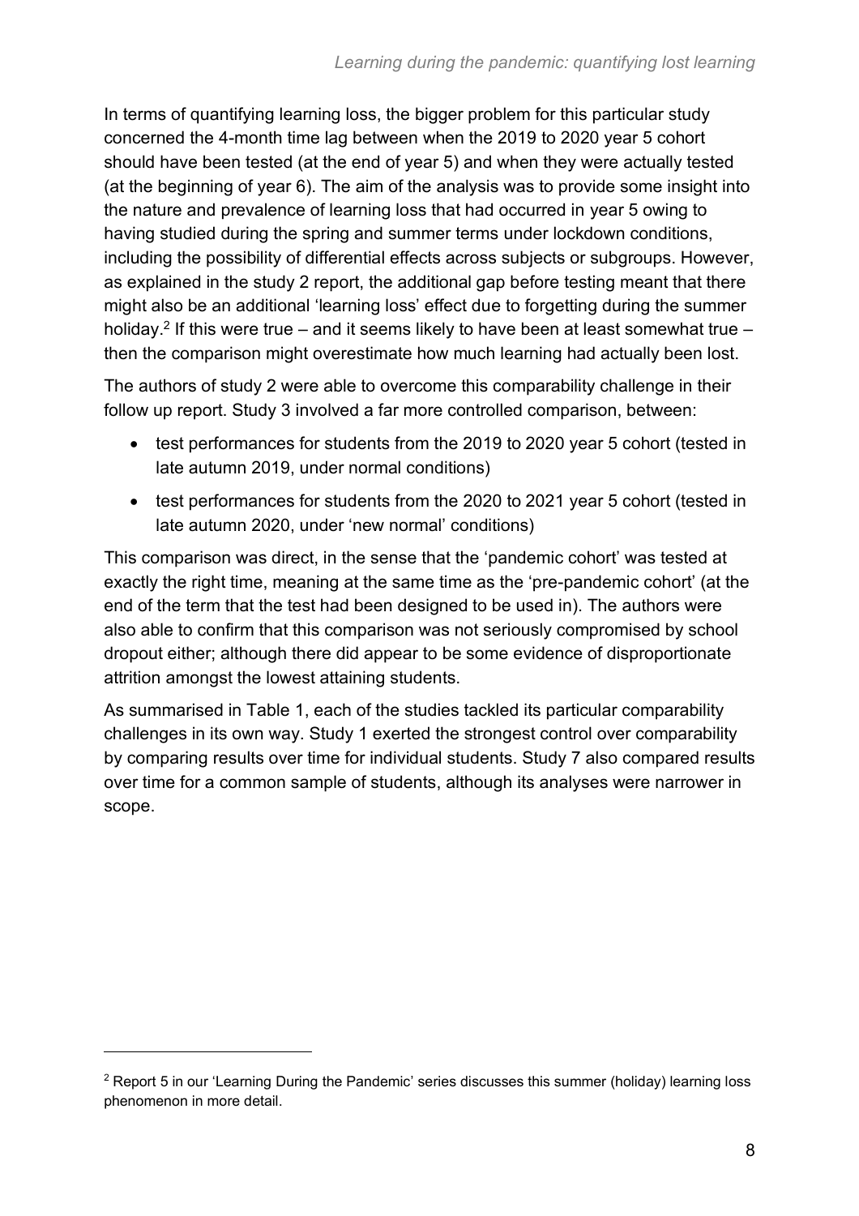In terms of quantifying learning loss, the bigger problem for this particular study concerned the 4-month time lag between when the 2019 to 2020 year 5 cohort should have been tested (at the end of year 5) and when they were actually tested (at the beginning of year 6). The aim of the analysis was to provide some insight into the nature and prevalence of learning loss that had occurred in year 5 owing to having studied during the spring and summer terms under lockdown conditions, including the possibility of differential effects across subjects or subgroups. However, as explained in the study 2 report, the additional gap before testing meant that there might also be an additional 'learning loss' effect due to forgetting during the summer holiday.[2] If this were true – and it seems likely to have been at least somewhat true – then the comparison might overestimate how much learning had actually been lost.

The authors of study 2 were able to overcome this comparability challenge in their follow up report. Study 3 involved a far more controlled comparison, between:

- test performances for students from the 2019 to 2020 year 5 cohort (tested in late autumn 2019, under normal conditions)
- test performances for students from the 2020 to 2021 year 5 cohort (tested in late autumn 2020, under 'new normal' conditions)

This comparison was direct, in the sense that the 'pandemic cohort' was tested at exactly the right time, meaning at the same time as the 'pre-pandemic cohort' (at the end of the term that the test had been designed to be used in). The authors were also able to confirm that this comparison was not seriously compromised by school dropout either; although there did appear to be some evidence of disproportionate attrition amongst the lowest attaining students.

As summarised in Table 1, each of the studies tackled its particular comparability challenges in its own way. Study 1 exerted the strongest control over comparability by comparing results over time for individual students. Study 7 also compared results over time for a common sample of students, although its analyses were narrower in scope.

[2] Report 5 in our 'Learning During the Pandemic' series discusses this summer (holiday) learning loss phenomenon in more detail.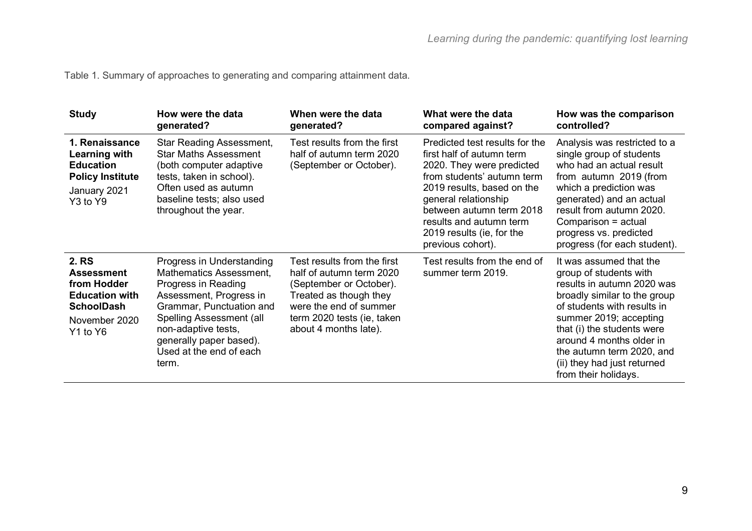Table 1. Summary of approaches to generating and comparing attainment data.

| Study | How were the data generated? | When were the data generated? | What were the data compared against? | How was the comparison controlled? |
|---|---|---|---|---|
| **1. Renaissance Learning with Education Policy Institute** January 2021 Y3 to Y9 | Star Reading Assessment, Star Maths Assessment (both computer adaptive tests, taken in school). Often used as autumn baseline tests; also used throughout the year. | Test results from the first half of autumn term 2020 (September or October). | Predicted test results for the first half of autumn term 2020. They were predicted from students' autumn term 2019 results, based on the general relationship between autumn term 2018 results and autumn term 2019 results (ie, for the previous cohort). | Analysis was restricted to a single group of students who had an actual result from autumn 2019 (from which a prediction was generated) and an actual result from autumn 2020. Comparison = actual progress vs. predicted progress (for each student). |
| **2. RS Assessment from Hodder Education with SchoolDash** November 2020 Y1 to Y6 | Progress in Understanding Mathematics Assessment, Progress in Reading Assessment, Progress in Grammar, Punctuation and Spelling Assessment (all non-adaptive tests, generally paper based). Used at the end of each term. | Test results from the first half of autumn term 2020 (September or October). Treated as though they were the end of summer term 2020 tests (ie, taken about 4 months late). | Test results from the end of summer term 2019. | It was assumed that the group of students with results in autumn 2020 was broadly similar to the group of students with results in summer 2019; accepting that (i) the students were around 4 months older in the autumn term 2020, and (ii) they had just returned from their holidays. |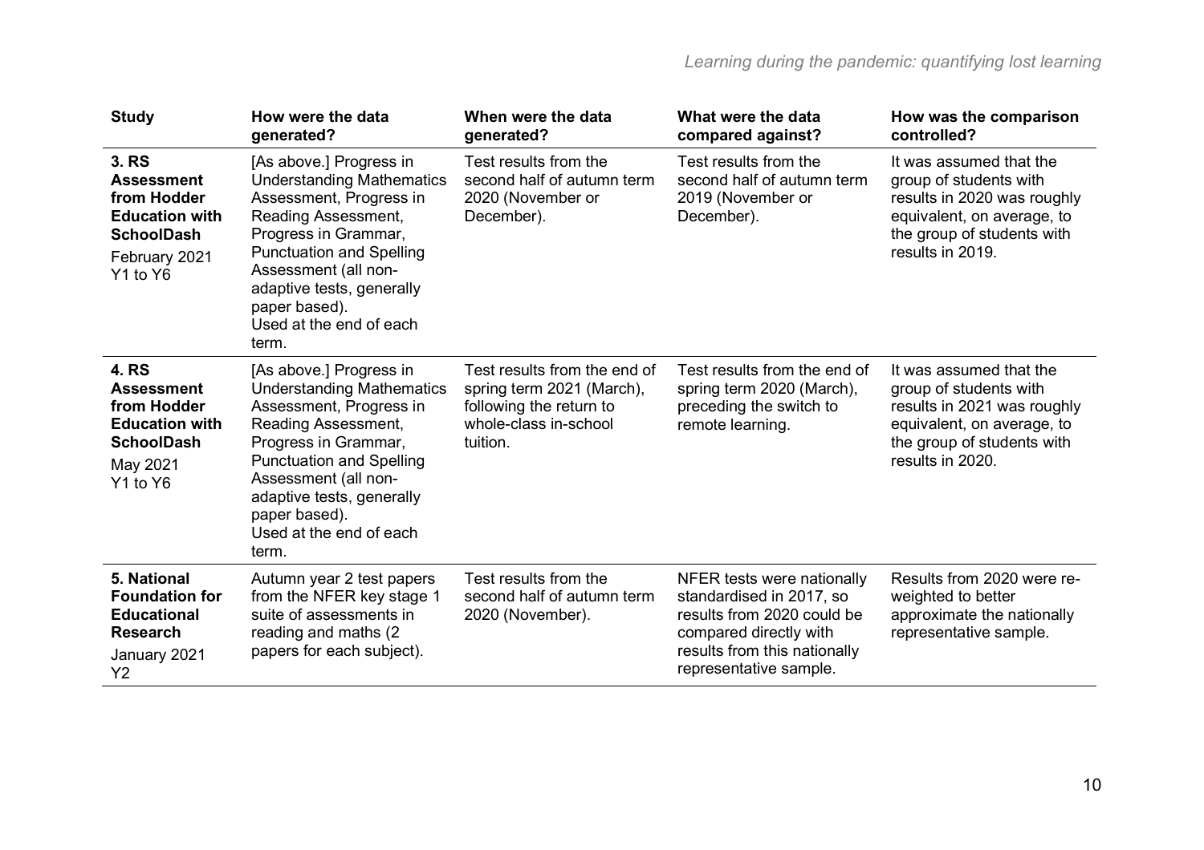| Study | How were the data generated? | When were the data generated? | What were the data compared against? | How was the comparison controlled? |
|---|---|---|---|---|
| **3. RS Assessment from Hodder Education with SchoolDash** February 2021 Y1 to Y6 | [As above.] Progress in Understanding Mathematics Assessment, Progress in Reading Assessment, Progress in Grammar, Punctuation and Spelling Assessment (all non-adaptive tests, generally paper based). Used at the end of each term. | Test results from the second half of autumn term 2020 (November or December). | Test results from the second half of autumn term 2019 (November or December). | It was assumed that the group of students with results in 2020 was roughly equivalent, on average, to the group of students with results in 2019. |
| **4. RS Assessment from Hodder Education with SchoolDash** May 2021 Y1 to Y6 | [As above.] Progress in Understanding Mathematics Assessment, Progress in Reading Assessment, Progress in Grammar, Punctuation and Spelling Assessment (all non-adaptive tests, generally paper based). Used at the end of each term. | Test results from the end of spring term 2021 (March), following the return to whole-class in-school tuition. | Test results from the end of spring term 2020 (March), preceding the switch to remote learning. | It was assumed that the group of students with results in 2021 was roughly equivalent, on average, to the group of students with results in 2020. |
| **5. National Foundation for Educational Research** January 2021 Y2 | Autumn year 2 test papers from the NFER key stage 1 suite of assessments in reading and maths (2 papers for each subject). | Test results from the second half of autumn term 2020 (November). | NFER tests were nationally standardised in 2017, so results from 2020 could be compared directly with results from this nationally representative sample. | Results from 2020 were re-weighted to better approximate the nationally representative sample. |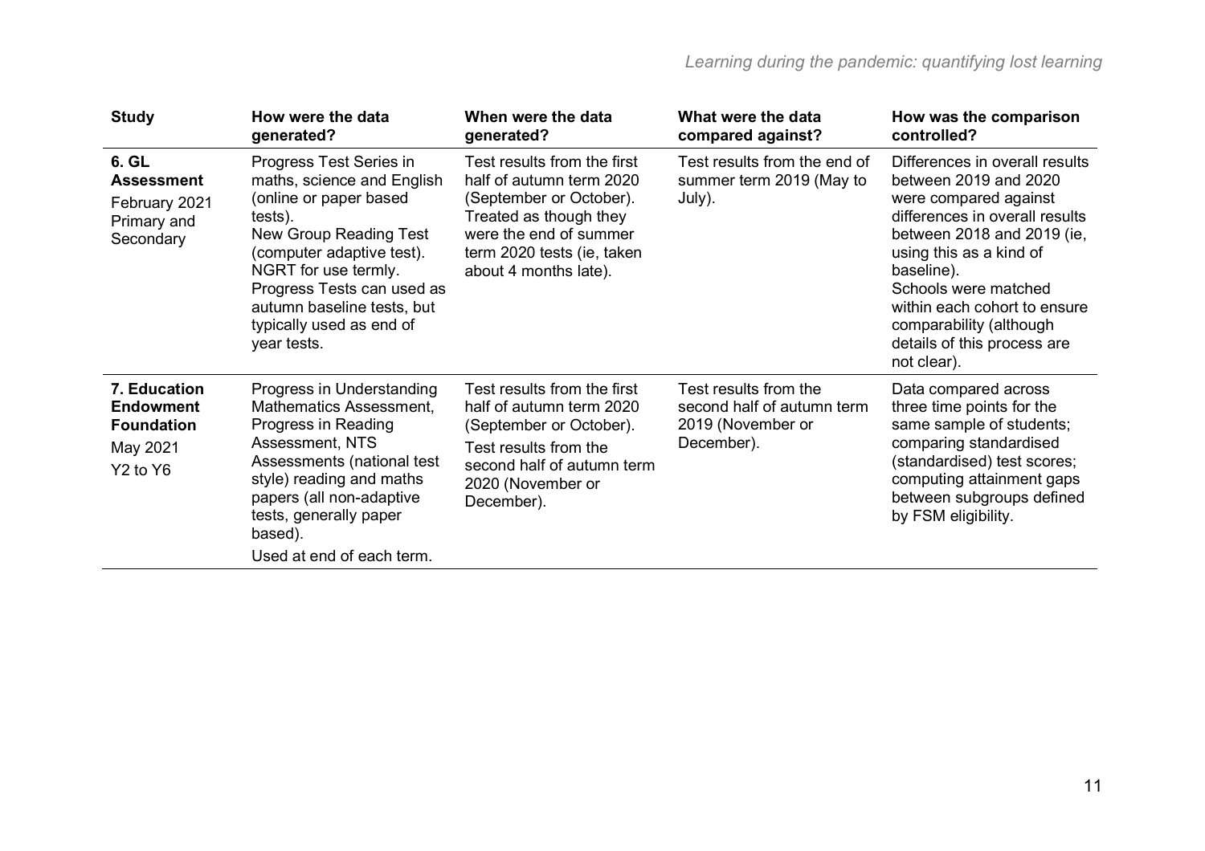| Study | How were the data generated? | When were the data generated? | What were the data compared against? | How was the comparison controlled? |
|---|---|---|---|---|
| **6. GL Assessment**<br>February 2021<br>Primary and Secondary | Progress Test Series in maths, science and English (online or paper based tests).<br>New Group Reading Test (computer adaptive test). NGRT for use termly.<br>Progress Tests can used as autumn baseline tests, but typically used as end of year tests. | Test results from the first half of autumn term 2020 (September or October). Treated as though they were the end of summer term 2020 tests (ie, taken about 4 months late). | Test results from the end of summer term 2019 (May to July). | Differences in overall results between 2019 and 2020 were compared against differences in overall results between 2018 and 2019 (ie, using this as a kind of baseline).<br>Schools were matched within each cohort to ensure comparability (although details of this process are not clear). |
| **7. Education Endowment Foundation**<br>May 2021<br>Y2 to Y6 | Progress in Understanding Mathematics Assessment, Progress in Reading Assessment, NTS Assessments (national test style) reading and maths papers (all non-adaptive tests, generally paper based).<br>Used at end of each term. | Test results from the first half of autumn term 2020 (September or October).<br>Test results from the second half of autumn term 2020 (November or December). | Test results from the second half of autumn term 2019 (November or December). | Data compared across three time points for the same sample of students; comparing standardised (standardised) test scores; computing attainment gaps between subgroups defined by FSM eligibility. |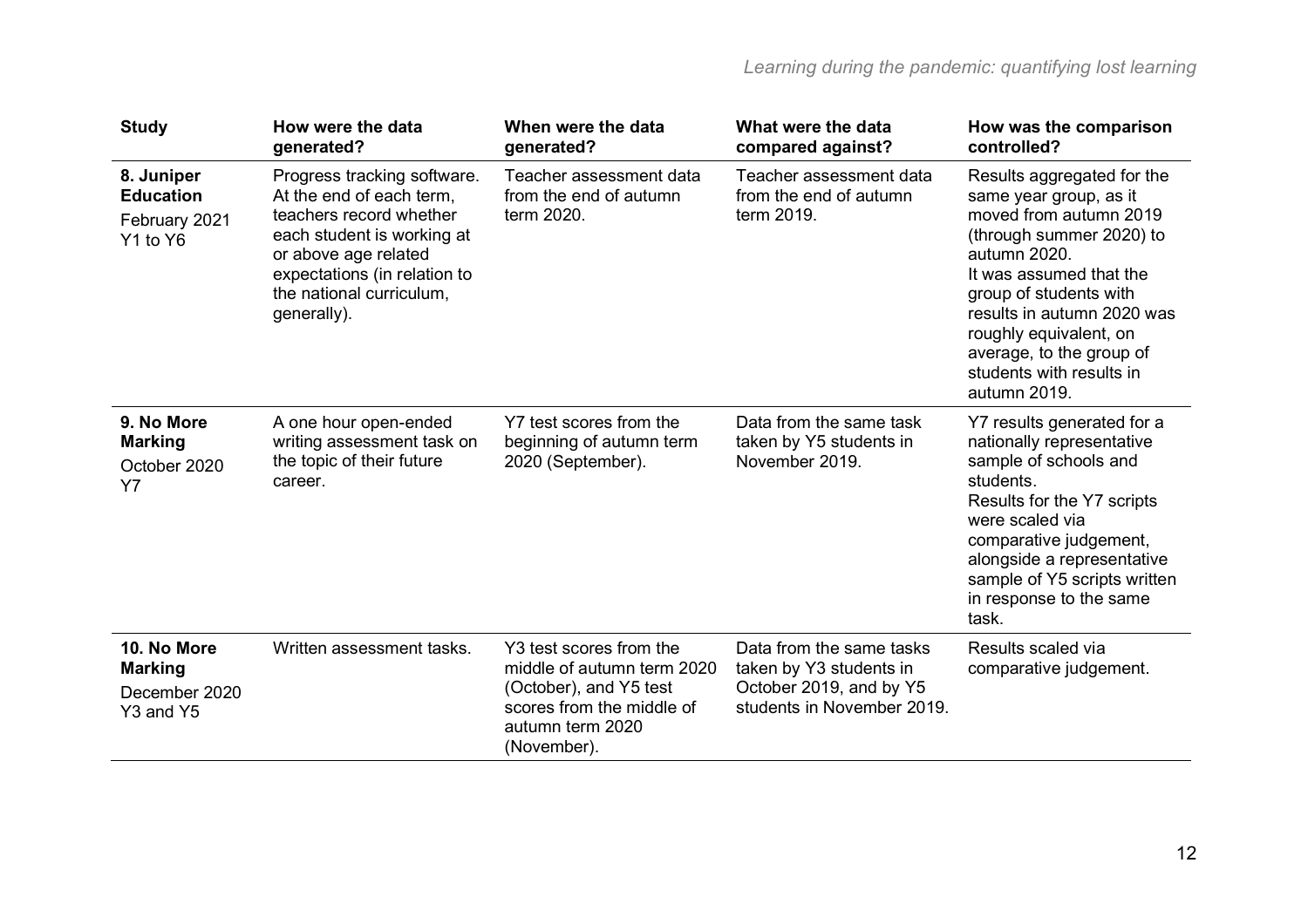| Study | How were the data generated? | When were the data generated? | What were the data compared against? | How was the comparison controlled? |
|---|---|---|---|---|
| **8. Juniper Education** February 2021 Y1 to Y6 | Progress tracking software. At the end of each term, teachers record whether each student is working at or above age related expectations (in relation to the national curriculum, generally). | Teacher assessment data from the end of autumn term 2020. | Teacher assessment data from the end of autumn term 2019. | Results aggregated for the same year group, as it moved from autumn 2019 (through summer 2020) to autumn 2020. It was assumed that the group of students with results in autumn 2020 was roughly equivalent, on average, to the group of students with results in autumn 2019. |
| **9. No More Marking** October 2020 Y7 | A one hour open-ended writing assessment task on the topic of their future career. | Y7 test scores from the beginning of autumn term 2020 (September). | Data from the same task taken by Y5 students in November 2019. | Y7 results generated for a nationally representative sample of schools and students. Results for the Y7 scripts were scaled via comparative judgement, alongside a representative sample of Y5 scripts written in response to the same task. |
| **10. No More Marking** December 2020 Y3 and Y5 | Written assessment tasks. | Y3 test scores from the middle of autumn term 2020 (October), and Y5 test scores from the middle of autumn term 2020 (November). | Data from the same tasks taken by Y3 students in October 2019, and by Y5 students in November 2019. | Results scaled via comparative judgement. |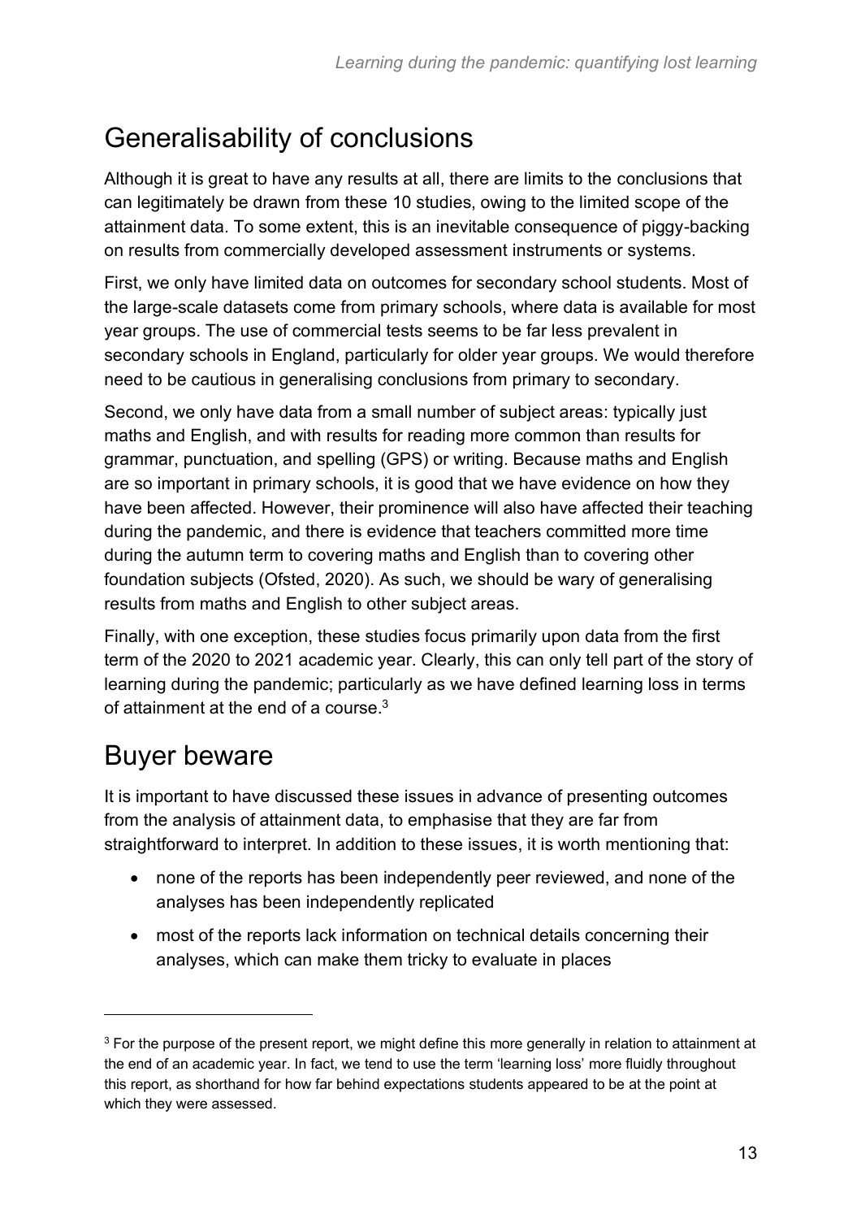## Generalisability of conclusions

Although it is great to have any results at all, there are limits to the conclusions that can legitimately be drawn from these 10 studies, owing to the limited scope of the attainment data. To some extent, this is an inevitable consequence of piggy-backing on results from commercially developed assessment instruments or systems.

First, we only have limited data on outcomes for secondary school students. Most of the large-scale datasets come from primary schools, where data is available for most year groups. The use of commercial tests seems to be far less prevalent in secondary schools in England, particularly for older year groups. We would therefore need to be cautious in generalising conclusions from primary to secondary.

Second, we only have data from a small number of subject areas: typically just maths and English, and with results for reading more common than results for grammar, punctuation, and spelling (GPS) or writing. Because maths and English are so important in primary schools, it is good that we have evidence on how they have been affected. However, their prominence will also have affected their teaching during the pandemic, and there is evidence that teachers committed more time during the autumn term to covering maths and English than to covering other foundation subjects (Ofsted, 2020). As such, we should be wary of generalising results from maths and English to other subject areas.

Finally, with one exception, these studies focus primarily upon data from the first term of the 2020 to 2021 academic year. Clearly, this can only tell part of the story of learning during the pandemic; particularly as we have defined learning loss in terms of attainment at the end of a course.[3]

## Buyer beware

It is important to have discussed these issues in advance of presenting outcomes from the analysis of attainment data, to emphasise that they are far from straightforward to interpret. In addition to these issues, it is worth mentioning that:

- none of the reports has been independently peer reviewed, and none of the analyses has been independently replicated
- most of the reports lack information on technical details concerning their analyses, which can make them tricky to evaluate in places

[3] For the purpose of the present report, we might define this more generally in relation to attainment at the end of an academic year. In fact, we tend to use the term 'learning loss' more fluidly throughout this report, as shorthand for how far behind expectations students appeared to be at the point at which they were assessed.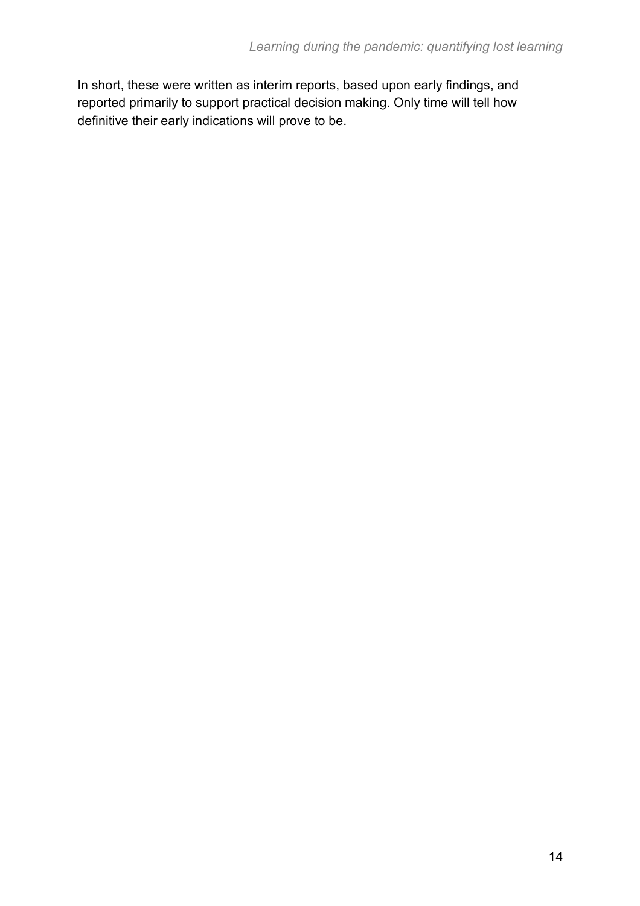In short, these were written as interim reports, based upon early findings, and reported primarily to support practical decision making. Only time will tell how definitive their early indications will prove to be.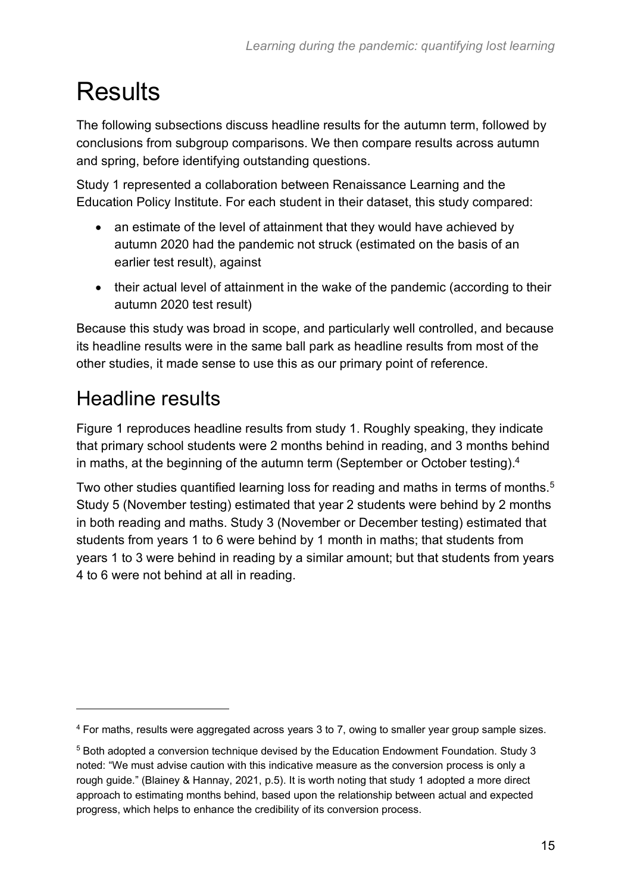# Results

The following subsections discuss headline results for the autumn term, followed by conclusions from subgroup comparisons. We then compare results across autumn and spring, before identifying outstanding questions.

Study 1 represented a collaboration between Renaissance Learning and the Education Policy Institute. For each student in their dataset, this study compared:

- an estimate of the level of attainment that they would have achieved by autumn 2020 had the pandemic not struck (estimated on the basis of an earlier test result), against
- their actual level of attainment in the wake of the pandemic (according to their autumn 2020 test result)

Because this study was broad in scope, and particularly well controlled, and because its headline results were in the same ball park as headline results from most of the other studies, it made sense to use this as our primary point of reference.

## Headline results

Figure 1 reproduces headline results from study 1. Roughly speaking, they indicate that primary school students were 2 months behind in reading, and 3 months behind in maths, at the beginning of the autumn term (September or October testing).[4]

Two other studies quantified learning loss for reading and maths in terms of months.[5] Study 5 (November testing) estimated that year 2 students were behind by 2 months in both reading and maths. Study 3 (November or December testing) estimated that students from years 1 to 6 were behind by 1 month in maths; that students from years 1 to 3 were behind in reading by a similar amount; but that students from years 4 to 6 were not behind at all in reading.

[4] For maths, results were aggregated across years 3 to 7, owing to smaller year group sample sizes.

[5] Both adopted a conversion technique devised by the Education Endowment Foundation. Study 3 noted: "We must advise caution with this indicative measure as the conversion process is only a rough guide." (Blainey & Hannay, 2021, p.5). It is worth noting that study 1 adopted a more direct approach to estimating months behind, based upon the relationship between actual and expected progress, which helps to enhance the credibility of its conversion process.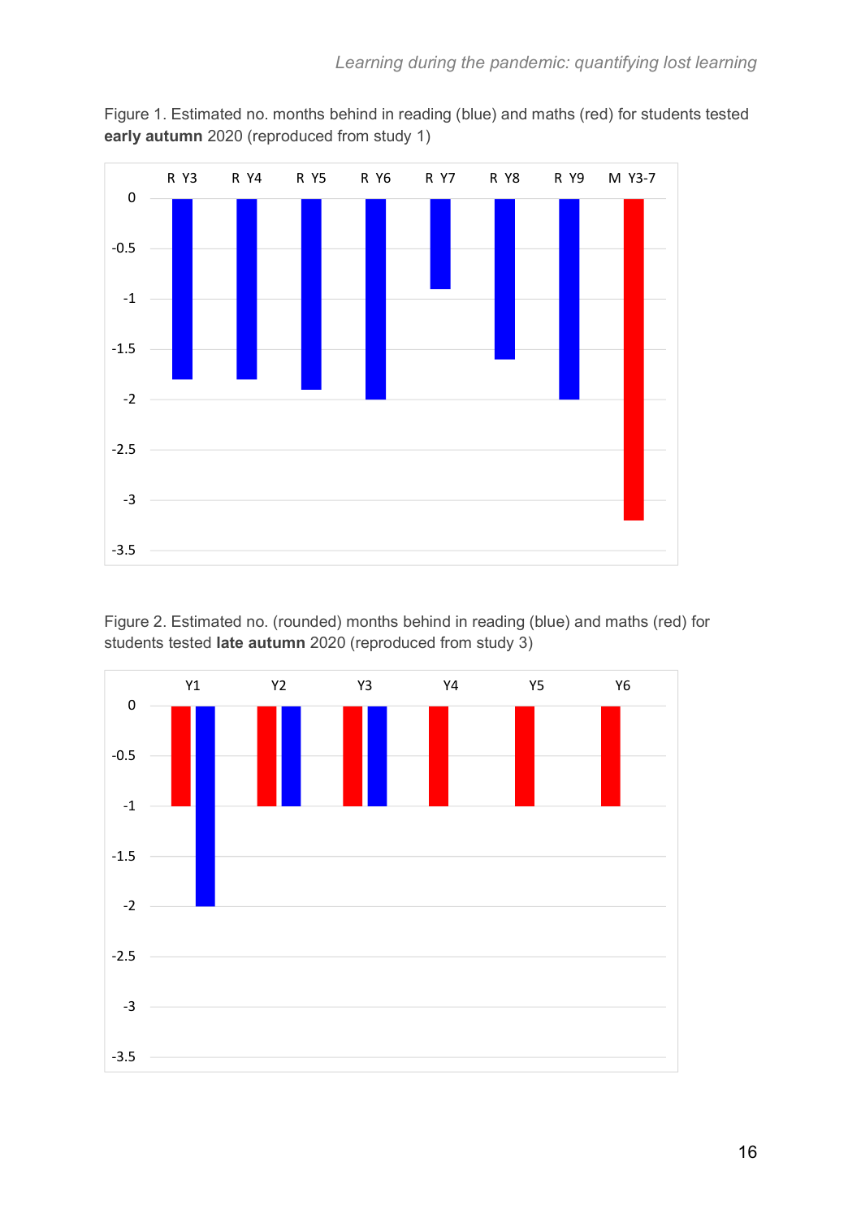Figure 1. Estimated no. months behind in reading (blue) and maths (red) for students tested **early autumn** 2020 (reproduced from study 1)

| | R Y3 | R Y4 | R Y5 | R Y6 | R Y7 | R Y8 | R Y9 | M Y3-7 |
|---|---|---|---|---|---|---|---|---|
| Months behind | -1.8 | -1.8 | -1.9 | -2 | -0.9 | -1.6 | -2 | -3.2 |

Figure 2. Estimated no. (rounded) months behind in reading (blue) and maths (red) for students tested **late autumn** 2020 (reproduced from study 3)

| | Y1 | Y2 | Y3 | Y4 | Y5 | Y6 |
|---|---|---|---|---|---|---|
| Maths (red) | -1 | -1 | -1 | -1 | -1 | -1 |
| Reading (blue) | -2 | -1 | -1 | | | |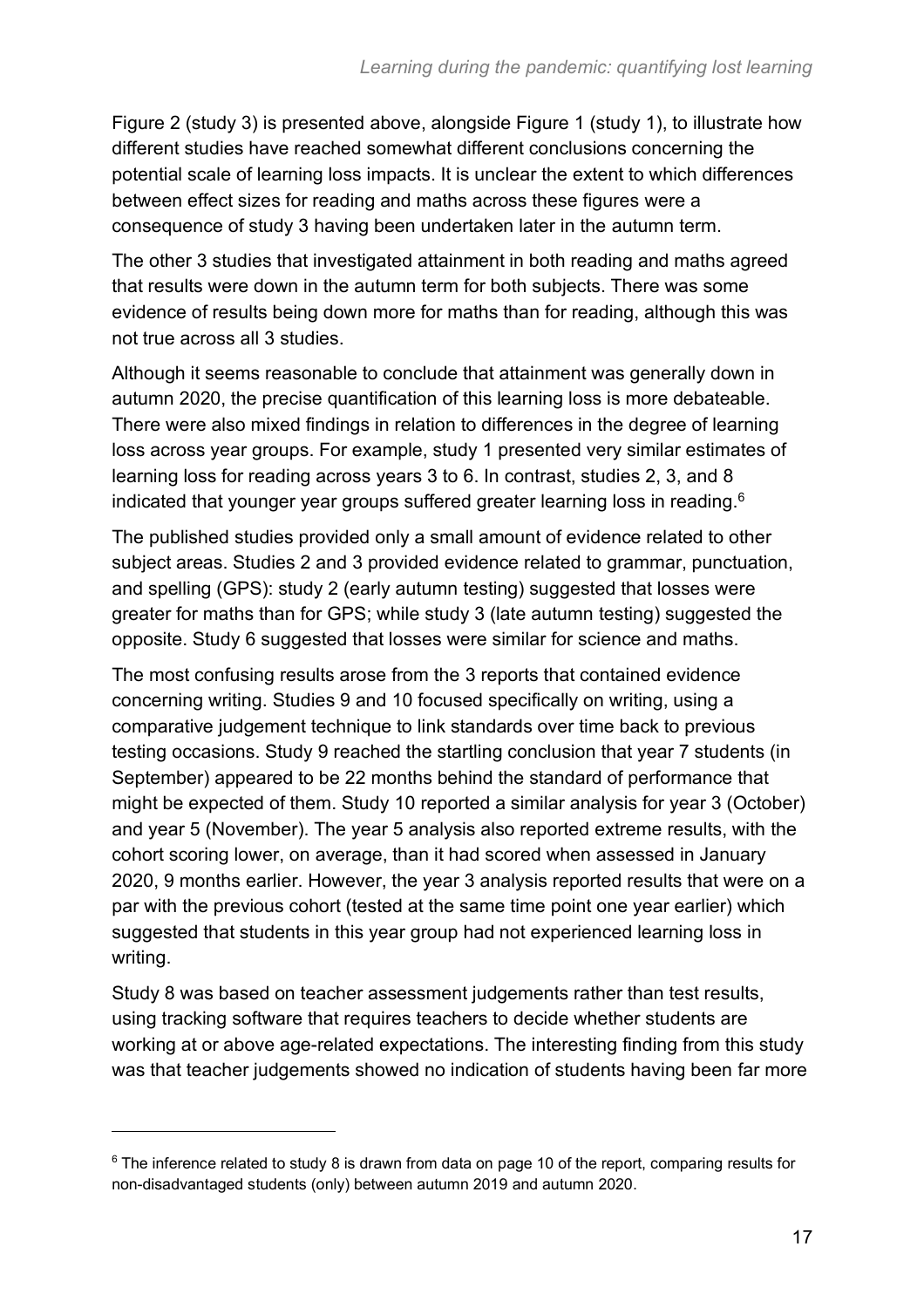Figure 2 (study 3) is presented above, alongside Figure 1 (study 1), to illustrate how different studies have reached somewhat different conclusions concerning the potential scale of learning loss impacts. It is unclear the extent to which differences between effect sizes for reading and maths across these figures were a consequence of study 3 having been undertaken later in the autumn term.

The other 3 studies that investigated attainment in both reading and maths agreed that results were down in the autumn term for both subjects. There was some evidence of results being down more for maths than for reading, although this was not true across all 3 studies.

Although it seems reasonable to conclude that attainment was generally down in autumn 2020, the precise quantification of this learning loss is more debateable. There were also mixed findings in relation to differences in the degree of learning loss across year groups. For example, study 1 presented very similar estimates of learning loss for reading across years 3 to 6. In contrast, studies 2, 3, and 8 indicated that younger year groups suffered greater learning loss in reading.[6]

The published studies provided only a small amount of evidence related to other subject areas. Studies 2 and 3 provided evidence related to grammar, punctuation, and spelling (GPS): study 2 (early autumn testing) suggested that losses were greater for maths than for GPS; while study 3 (late autumn testing) suggested the opposite. Study 6 suggested that losses were similar for science and maths.

The most confusing results arose from the 3 reports that contained evidence concerning writing. Studies 9 and 10 focused specifically on writing, using a comparative judgement technique to link standards over time back to previous testing occasions. Study 9 reached the startling conclusion that year 7 students (in September) appeared to be 22 months behind the standard of performance that might be expected of them. Study 10 reported a similar analysis for year 3 (October) and year 5 (November). The year 5 analysis also reported extreme results, with the cohort scoring lower, on average, than it had scored when assessed in January 2020, 9 months earlier. However, the year 3 analysis reported results that were on a par with the previous cohort (tested at the same time point one year earlier) which suggested that students in this year group had not experienced learning loss in writing.

Study 8 was based on teacher assessment judgements rather than test results, using tracking software that requires teachers to decide whether students are working at or above age-related expectations. The interesting finding from this study was that teacher judgements showed no indication of students having been far more

---

[6] The inference related to study 8 is drawn from data on page 10 of the report, comparing results for non-disadvantaged students (only) between autumn 2019 and autumn 2020.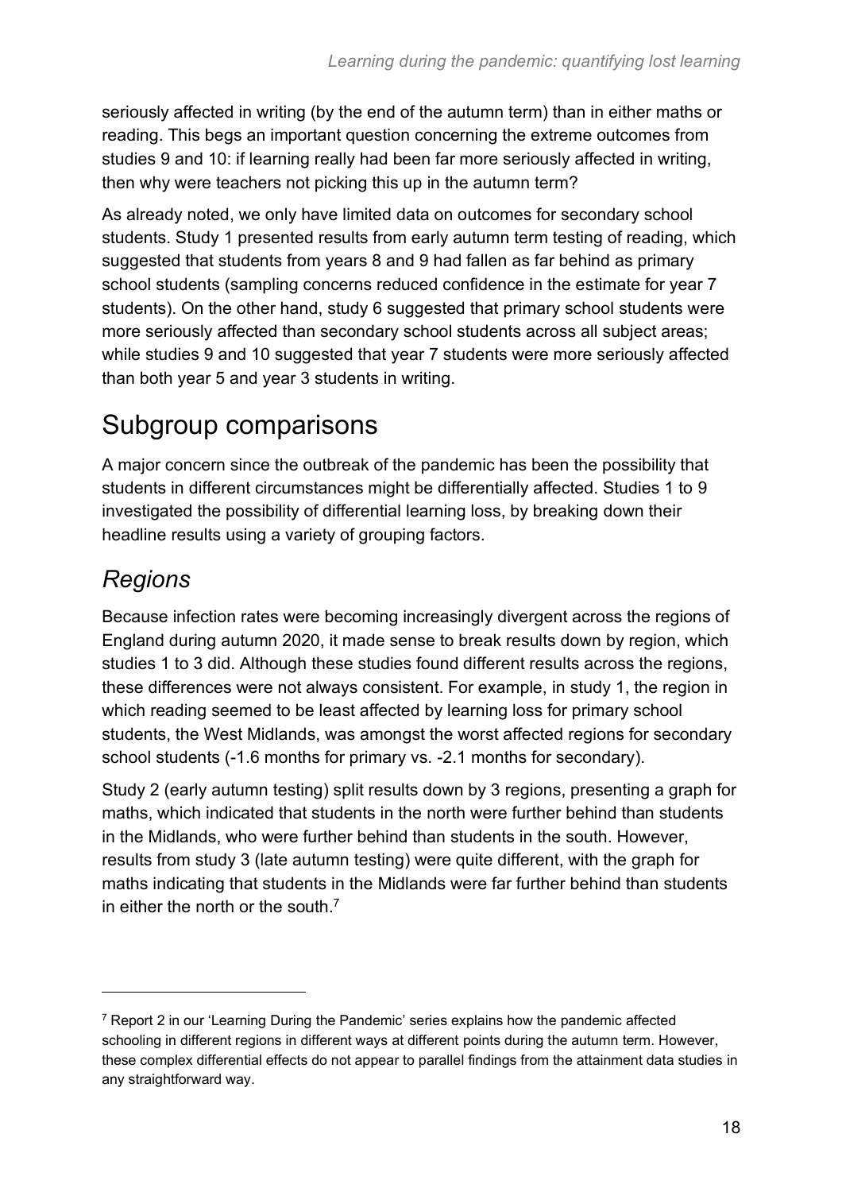seriously affected in writing (by the end of the autumn term) than in either maths or reading. This begs an important question concerning the extreme outcomes from studies 9 and 10: if learning really had been far more seriously affected in writing, then why were teachers not picking this up in the autumn term?

As already noted, we only have limited data on outcomes for secondary school students. Study 1 presented results from early autumn term testing of reading, which suggested that students from years 8 and 9 had fallen as far behind as primary school students (sampling concerns reduced confidence in the estimate for year 7 students). On the other hand, study 6 suggested that primary school students were more seriously affected than secondary school students across all subject areas; while studies 9 and 10 suggested that year 7 students were more seriously affected than both year 5 and year 3 students in writing.

# Subgroup comparisons

A major concern since the outbreak of the pandemic has been the possibility that students in different circumstances might be differentially affected. Studies 1 to 9 investigated the possibility of differential learning loss, by breaking down their headline results using a variety of grouping factors.

## *Regions*

Because infection rates were becoming increasingly divergent across the regions of England during autumn 2020, it made sense to break results down by region, which studies 1 to 3 did. Although these studies found different results across the regions, these differences were not always consistent. For example, in study 1, the region in which reading seemed to be least affected by learning loss for primary school students, the West Midlands, was amongst the worst affected regions for secondary school students (-1.6 months for primary vs. -2.1 months for secondary).

Study 2 (early autumn testing) split results down by 3 regions, presenting a graph for maths, which indicated that students in the north were further behind than students in the Midlands, who were further behind than students in the south. However, results from study 3 (late autumn testing) were quite different, with the graph for maths indicating that students in the Midlands were far further behind than students in either the north or the south.[7]

[7] Report 2 in our 'Learning During the Pandemic' series explains how the pandemic affected schooling in different regions in different ways at different points during the autumn term. However, these complex differential effects do not appear to parallel findings from the attainment data studies in any straightforward way.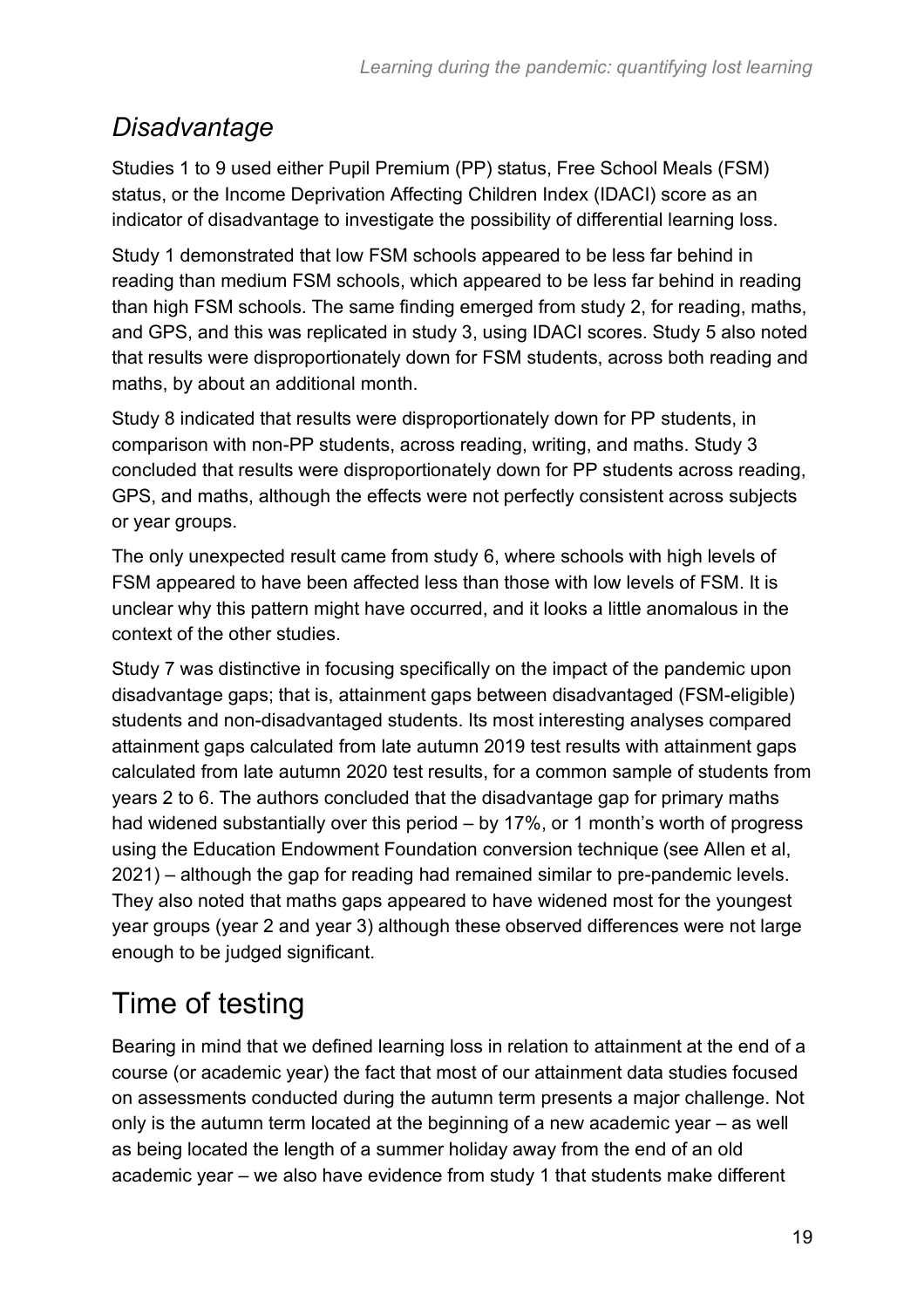### *Disadvantage*

Studies 1 to 9 used either Pupil Premium (PP) status, Free School Meals (FSM) status, or the Income Deprivation Affecting Children Index (IDACI) score as an indicator of disadvantage to investigate the possibility of differential learning loss.

Study 1 demonstrated that low FSM schools appeared to be less far behind in reading than medium FSM schools, which appeared to be less far behind in reading than high FSM schools. The same finding emerged from study 2, for reading, maths, and GPS, and this was replicated in study 3, using IDACI scores. Study 5 also noted that results were disproportionately down for FSM students, across both reading and maths, by about an additional month.

Study 8 indicated that results were disproportionately down for PP students, in comparison with non-PP students, across reading, writing, and maths. Study 3 concluded that results were disproportionately down for PP students across reading, GPS, and maths, although the effects were not perfectly consistent across subjects or year groups.

The only unexpected result came from study 6, where schools with high levels of FSM appeared to have been affected less than those with low levels of FSM. It is unclear why this pattern might have occurred, and it looks a little anomalous in the context of the other studies.

Study 7 was distinctive in focusing specifically on the impact of the pandemic upon disadvantage gaps; that is, attainment gaps between disadvantaged (FSM-eligible) students and non-disadvantaged students. Its most interesting analyses compared attainment gaps calculated from late autumn 2019 test results with attainment gaps calculated from late autumn 2020 test results, for a common sample of students from years 2 to 6. The authors concluded that the disadvantage gap for primary maths had widened substantially over this period – by 17%, or 1 month's worth of progress using the Education Endowment Foundation conversion technique (see Allen et al, 2021) – although the gap for reading had remained similar to pre-pandemic levels. They also noted that maths gaps appeared to have widened most for the youngest year groups (year 2 and year 3) although these observed differences were not large enough to be judged significant.

## Time of testing

Bearing in mind that we defined learning loss in relation to attainment at the end of a course (or academic year) the fact that most of our attainment data studies focused on assessments conducted during the autumn term presents a major challenge. Not only is the autumn term located at the beginning of a new academic year – as well as being located the length of a summer holiday away from the end of an old academic year – we also have evidence from study 1 that students make different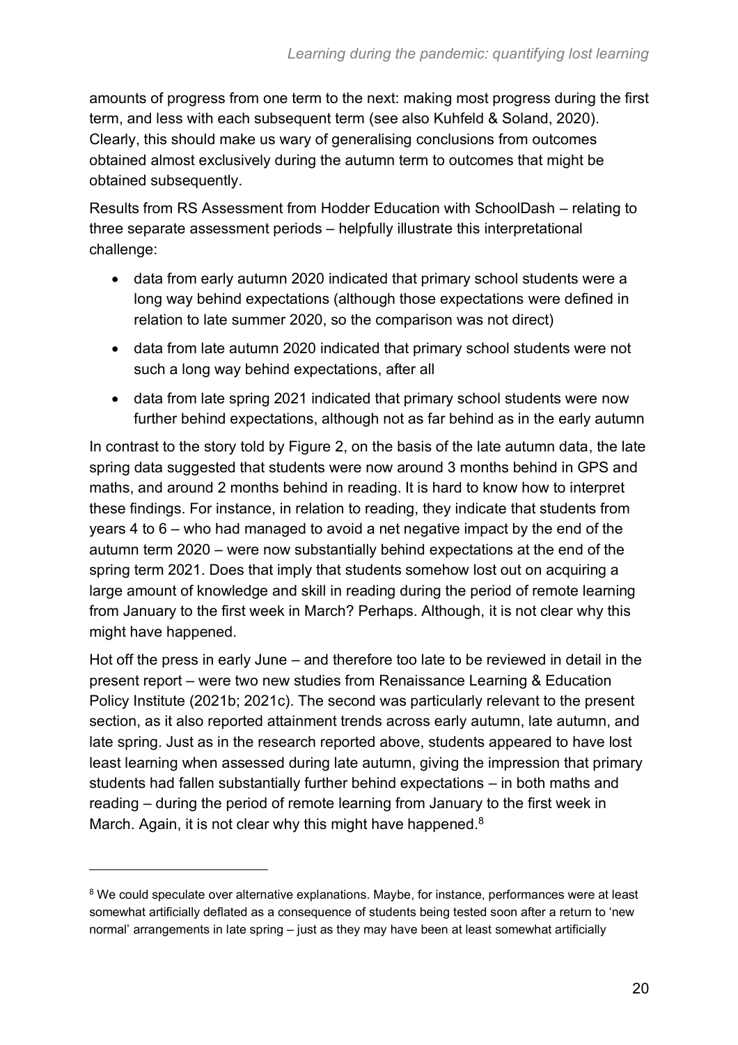amounts of progress from one term to the next: making most progress during the first term, and less with each subsequent term (see also Kuhfeld & Soland, 2020). Clearly, this should make us wary of generalising conclusions from outcomes obtained almost exclusively during the autumn term to outcomes that might be obtained subsequently.

Results from RS Assessment from Hodder Education with SchoolDash – relating to three separate assessment periods – helpfully illustrate this interpretational challenge:

- data from early autumn 2020 indicated that primary school students were a long way behind expectations (although those expectations were defined in relation to late summer 2020, so the comparison was not direct)
- data from late autumn 2020 indicated that primary school students were not such a long way behind expectations, after all
- data from late spring 2021 indicated that primary school students were now further behind expectations, although not as far behind as in the early autumn

In contrast to the story told by Figure 2, on the basis of the late autumn data, the late spring data suggested that students were now around 3 months behind in GPS and maths, and around 2 months behind in reading. It is hard to know how to interpret these findings. For instance, in relation to reading, they indicate that students from years 4 to 6 – who had managed to avoid a net negative impact by the end of the autumn term 2020 – were now substantially behind expectations at the end of the spring term 2021. Does that imply that students somehow lost out on acquiring a large amount of knowledge and skill in reading during the period of remote learning from January to the first week in March? Perhaps. Although, it is not clear why this might have happened.

Hot off the press in early June – and therefore too late to be reviewed in detail in the present report – were two new studies from Renaissance Learning & Education Policy Institute (2021b; 2021c). The second was particularly relevant to the present section, as it also reported attainment trends across early autumn, late autumn, and late spring. Just as in the research reported above, students appeared to have lost least learning when assessed during late autumn, giving the impression that primary students had fallen substantially further behind expectations – in both maths and reading – during the period of remote learning from January to the first week in March. Again, it is not clear why this might have happened.[8]

---

[8] We could speculate over alternative explanations. Maybe, for instance, performances were at least somewhat artificially deflated as a consequence of students being tested soon after a return to 'new normal' arrangements in late spring – just as they may have been at least somewhat artificially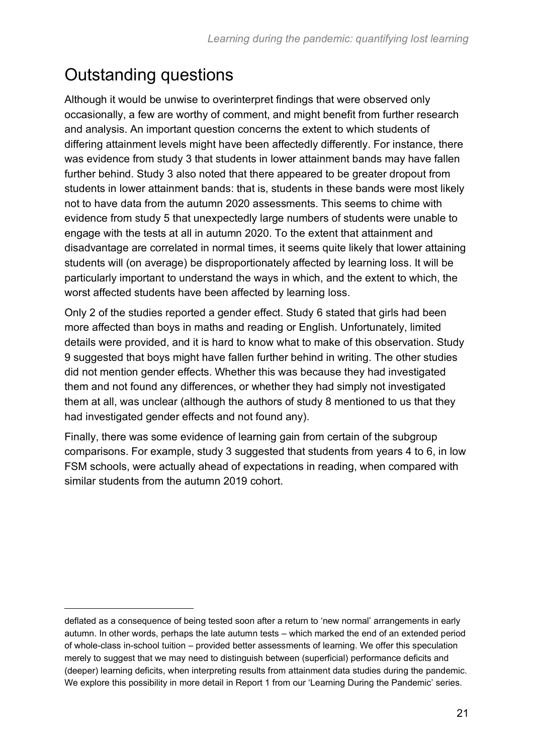## Outstanding questions

Although it would be unwise to overinterpret findings that were observed only occasionally, a few are worthy of comment, and might benefit from further research and analysis. An important question concerns the extent to which students of differing attainment levels might have been affectedly differently. For instance, there was evidence from study 3 that students in lower attainment bands may have fallen further behind. Study 3 also noted that there appeared to be greater dropout from students in lower attainment bands: that is, students in these bands were most likely not to have data from the autumn 2020 assessments. This seems to chime with evidence from study 5 that unexpectedly large numbers of students were unable to engage with the tests at all in autumn 2020. To the extent that attainment and disadvantage are correlated in normal times, it seems quite likely that lower attaining students will (on average) be disproportionately affected by learning loss. It will be particularly important to understand the ways in which, and the extent to which, the worst affected students have been affected by learning loss.

Only 2 of the studies reported a gender effect. Study 6 stated that girls had been more affected than boys in maths and reading or English. Unfortunately, limited details were provided, and it is hard to know what to make of this observation. Study 9 suggested that boys might have fallen further behind in writing. The other studies did not mention gender effects. Whether this was because they had investigated them and not found any differences, or whether they had simply not investigated them at all, was unclear (although the authors of study 8 mentioned to us that they had investigated gender effects and not found any).

Finally, there was some evidence of learning gain from certain of the subgroup comparisons. For example, study 3 suggested that students from years 4 to 6, in low FSM schools, were actually ahead of expectations in reading, when compared with similar students from the autumn 2019 cohort.

---

deflated as a consequence of being tested soon after a return to 'new normal' arrangements in early autumn. In other words, perhaps the late autumn tests – which marked the end of an extended period of whole-class in-school tuition – provided better assessments of learning. We offer this speculation merely to suggest that we may need to distinguish between (superficial) performance deficits and (deeper) learning deficits, when interpreting results from attainment data studies during the pandemic. We explore this possibility in more detail in Report 1 from our 'Learning During the Pandemic' series.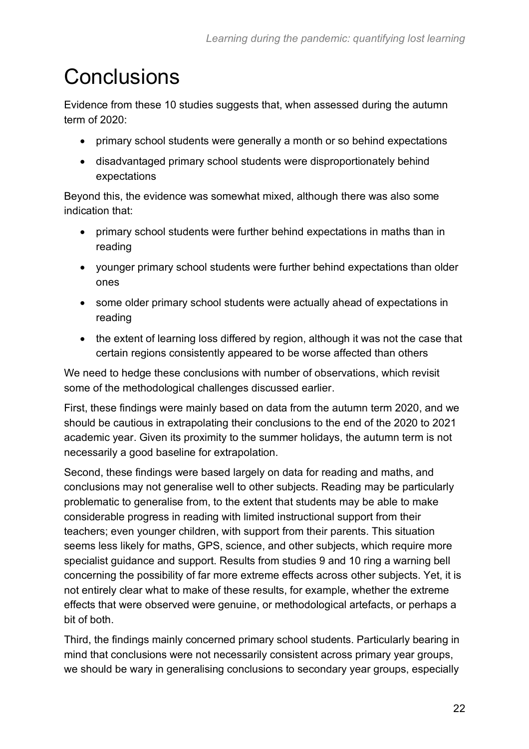# Conclusions

Evidence from these 10 studies suggests that, when assessed during the autumn term of 2020:

- primary school students were generally a month or so behind expectations
- disadvantaged primary school students were disproportionately behind expectations

Beyond this, the evidence was somewhat mixed, although there was also some indication that:

- primary school students were further behind expectations in maths than in reading
- younger primary school students were further behind expectations than older ones
- some older primary school students were actually ahead of expectations in reading
- the extent of learning loss differed by region, although it was not the case that certain regions consistently appeared to be worse affected than others

We need to hedge these conclusions with number of observations, which revisit some of the methodological challenges discussed earlier.

First, these findings were mainly based on data from the autumn term 2020, and we should be cautious in extrapolating their conclusions to the end of the 2020 to 2021 academic year. Given its proximity to the summer holidays, the autumn term is not necessarily a good baseline for extrapolation.

Second, these findings were based largely on data for reading and maths, and conclusions may not generalise well to other subjects. Reading may be particularly problematic to generalise from, to the extent that students may be able to make considerable progress in reading with limited instructional support from their teachers; even younger children, with support from their parents. This situation seems less likely for maths, GPS, science, and other subjects, which require more specialist guidance and support. Results from studies 9 and 10 ring a warning bell concerning the possibility of far more extreme effects across other subjects. Yet, it is not entirely clear what to make of these results, for example, whether the extreme effects that were observed were genuine, or methodological artefacts, or perhaps a bit of both.

Third, the findings mainly concerned primary school students. Particularly bearing in mind that conclusions were not necessarily consistent across primary year groups, we should be wary in generalising conclusions to secondary year groups, especially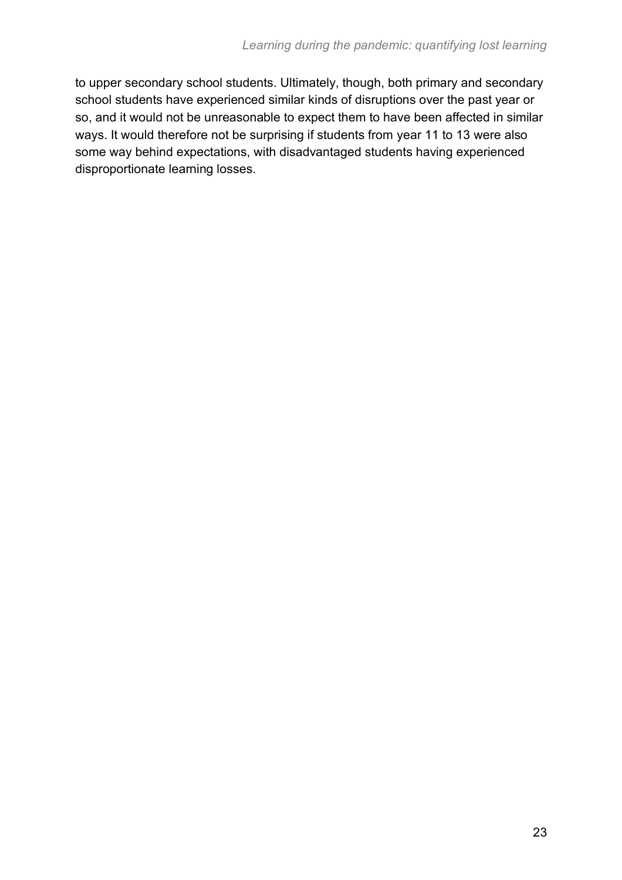to upper secondary school students. Ultimately, though, both primary and secondary school students have experienced similar kinds of disruptions over the past year or so, and it would not be unreasonable to expect them to have been affected in similar ways. It would therefore not be surprising if students from year 11 to 13 were also some way behind expectations, with disadvantaged students having experienced disproportionate learning losses.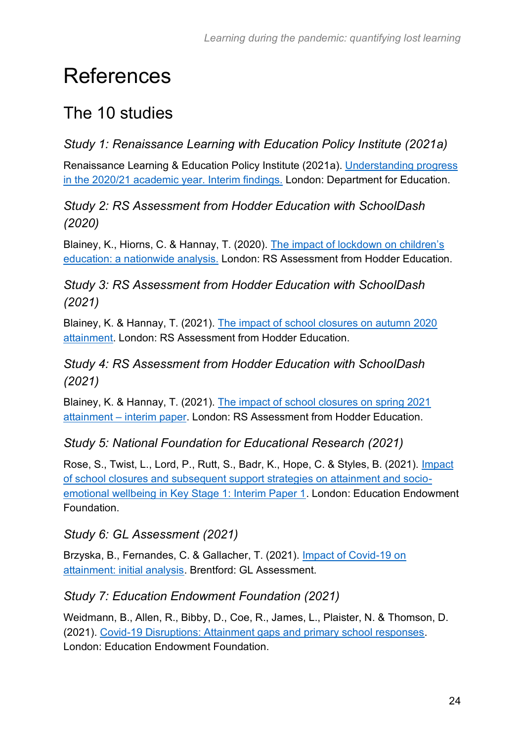# References

## The 10 studies

### *Study 1: Renaissance Learning with Education Policy Institute (2021a)*

Renaissance Learning & Education Policy Institute (2021a). Understanding progress in the 2020/21 academic year. Interim findings. London: Department for Education.

### *Study 2: RS Assessment from Hodder Education with SchoolDash (2020)*

Blainey, K., Hiorns, C. & Hannay, T. (2020). The impact of lockdown on children's education: a nationwide analysis. London: RS Assessment from Hodder Education.

### *Study 3: RS Assessment from Hodder Education with SchoolDash (2021)*

Blainey, K. & Hannay, T. (2021). The impact of school closures on autumn 2020 attainment. London: RS Assessment from Hodder Education.

### *Study 4: RS Assessment from Hodder Education with SchoolDash (2021)*

Blainey, K. & Hannay, T. (2021). The impact of school closures on spring 2021 attainment – interim paper. London: RS Assessment from Hodder Education.

### *Study 5: National Foundation for Educational Research (2021)*

Rose, S., Twist, L., Lord, P., Rutt, S., Badr, K., Hope, C. & Styles, B. (2021). Impact of school closures and subsequent support strategies on attainment and socio-emotional wellbeing in Key Stage 1: Interim Paper 1. London: Education Endowment Foundation.

### *Study 6: GL Assessment (2021)*

Brzyska, B., Fernandes, C. & Gallacher, T. (2021). Impact of Covid-19 on attainment: initial analysis. Brentford: GL Assessment.

### *Study 7: Education Endowment Foundation (2021)*

Weidmann, B., Allen, R., Bibby, D., Coe, R., James, L., Plaister, N. & Thomson, D. (2021). Covid-19 Disruptions: Attainment gaps and primary school responses. London: Education Endowment Foundation.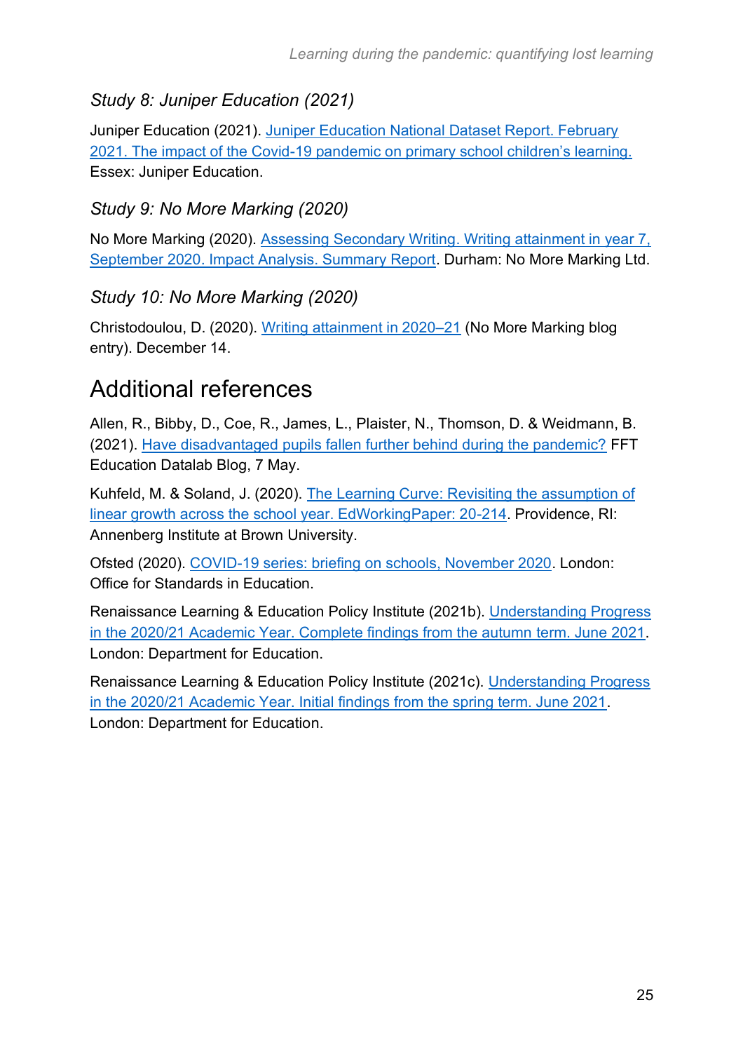### *Study 8: Juniper Education (2021)*

Juniper Education (2021). Juniper Education National Dataset Report. February 2021. The impact of the Covid-19 pandemic on primary school children's learning. Essex: Juniper Education.

### *Study 9: No More Marking (2020)*

No More Marking (2020). Assessing Secondary Writing. Writing attainment in year 7, September 2020. Impact Analysis. Summary Report. Durham: No More Marking Ltd.

### *Study 10: No More Marking (2020)*

Christodoulou, D. (2020). Writing attainment in 2020–21 (No More Marking blog entry). December 14.

## Additional references

Allen, R., Bibby, D., Coe, R., James, L., Plaister, N., Thomson, D. & Weidmann, B. (2021). Have disadvantaged pupils fallen further behind during the pandemic? FFT Education Datalab Blog, 7 May.

Kuhfeld, M. & Soland, J. (2020). The Learning Curve: Revisiting the assumption of linear growth across the school year. EdWorkingPaper: 20-214. Providence, RI: Annenberg Institute at Brown University.

Ofsted (2020). COVID-19 series: briefing on schools, November 2020. London: Office for Standards in Education.

Renaissance Learning & Education Policy Institute (2021b). Understanding Progress in the 2020/21 Academic Year. Complete findings from the autumn term. June 2021. London: Department for Education.

Renaissance Learning & Education Policy Institute (2021c). Understanding Progress in the 2020/21 Academic Year. Initial findings from the spring term. June 2021. London: Department for Education.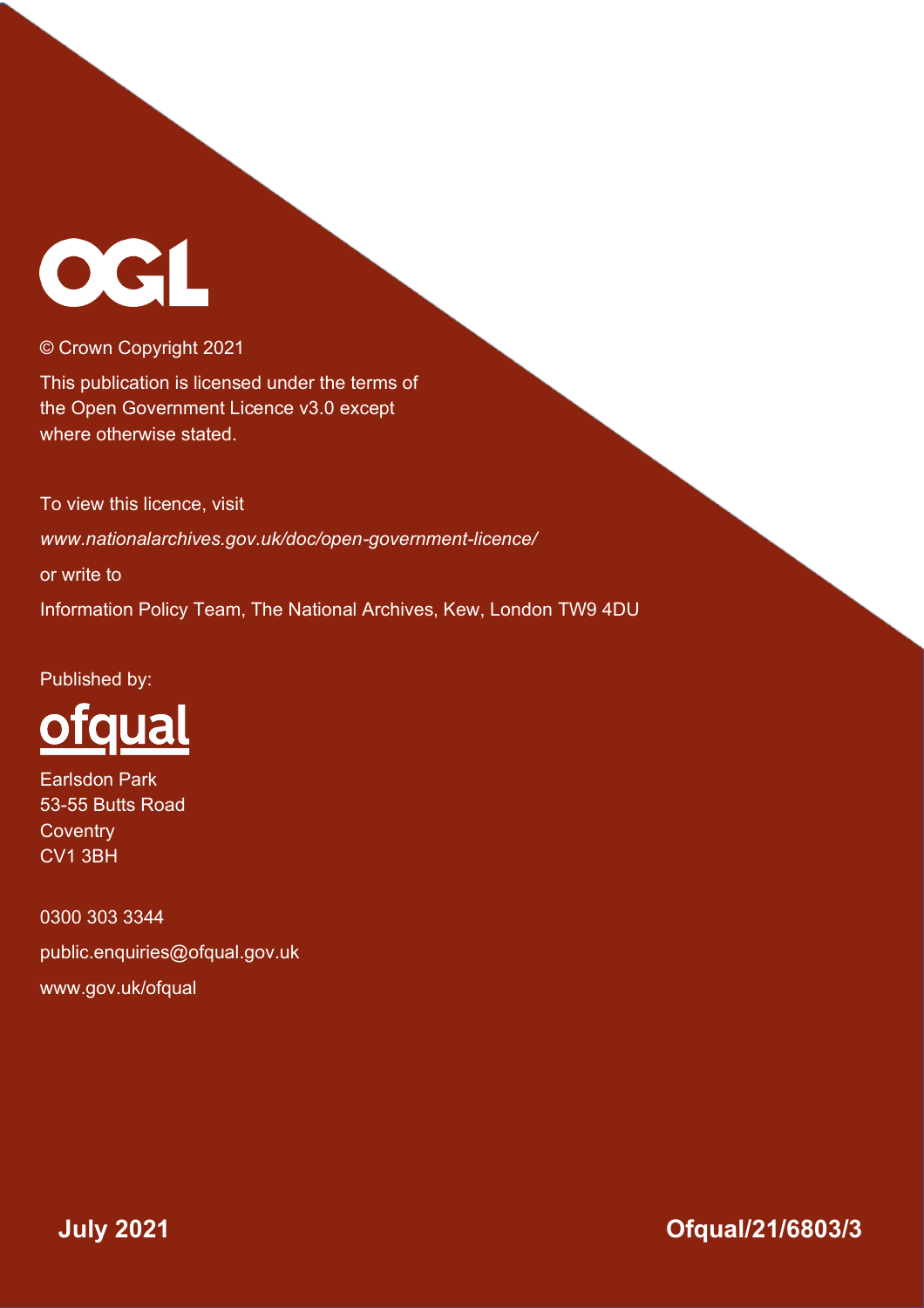OGL

© Crown Copyright 2021

This publication is licensed under the terms of the Open Government Licence v3.0 except where otherwise stated.

To view this licence, visit

*www.nationalarchives.gov.uk/doc/open-government-licence/*

or write to

Information Policy Team, The National Archives, Kew, London TW9 4DU

Published by:

ofqual

Earlsdon Park
53-55 Butts Road
Coventry
CV1 3BH

0300 303 3344

public.enquiries@ofqual.gov.uk

www.gov.uk/ofqual

**July 2021** **Ofqual/21/6803/3**